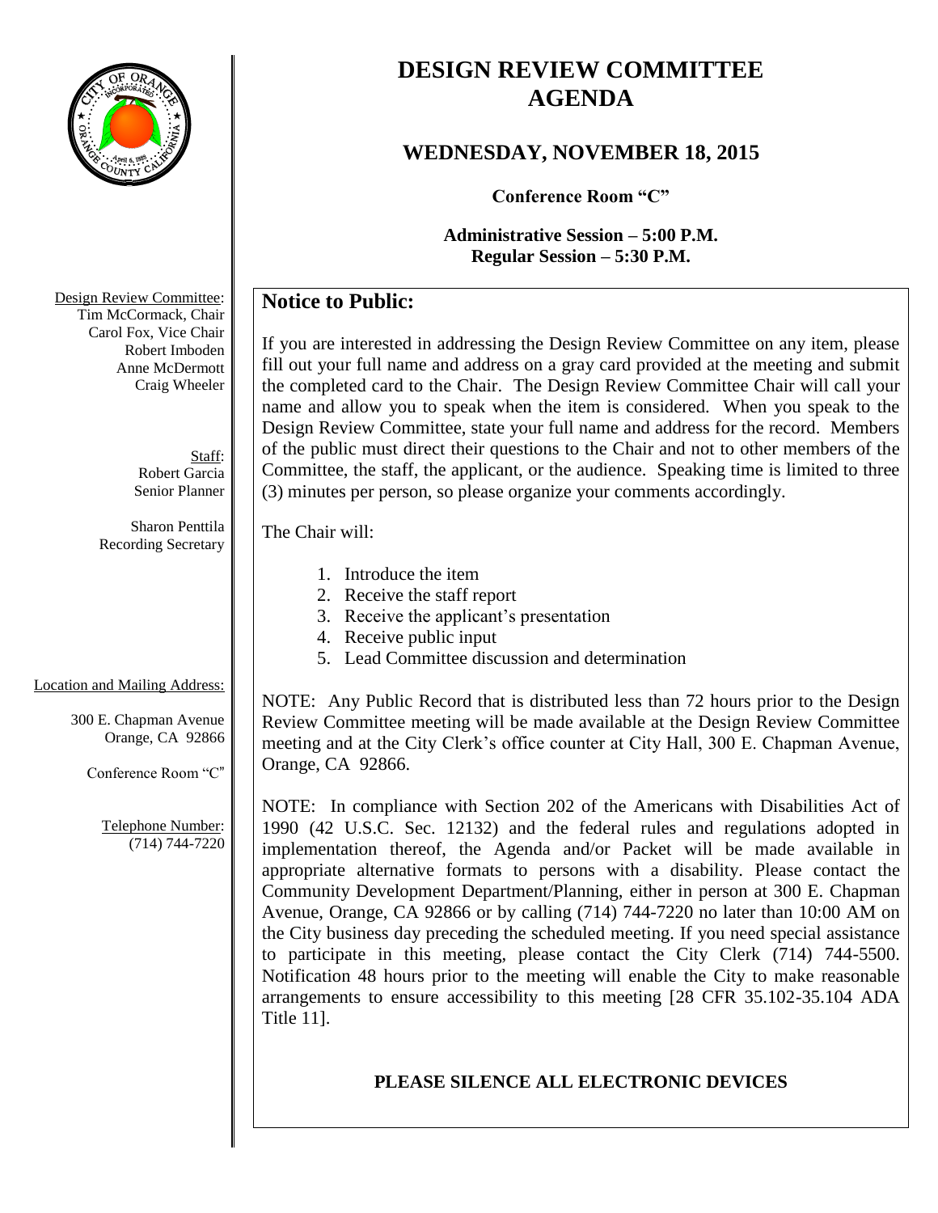# DESIGN REVIEW COMMITTEE AGENDA

## WEDNESDAY, NOVEMBER 18, 2015

**Conference Room "C"**

**Administrative Session – 5:00 P.M.**
**Regular Session – 5:30 P.M.**

Design Review Committee:
Tim McCormack, Chair
Carol Fox, Vice Chair
Robert Imboden
Anne McDermott
Craig Wheeler

Staff:
Robert Garcia
Senior Planner

Sharon Penttila
Recording Secretary

Location and Mailing Address:

300 E. Chapman Avenue
Orange, CA 92866

Conference Room "C"

Telephone Number:
(714) 744-7220

## Notice to Public:

If you are interested in addressing the Design Review Committee on any item, please fill out your full name and address on a gray card provided at the meeting and submit the completed card to the Chair. The Design Review Committee Chair will call your name and allow you to speak when the item is considered. When you speak to the Design Review Committee, state your full name and address for the record. Members of the public must direct their questions to the Chair and not to other members of the Committee, the staff, the applicant, or the audience. Speaking time is limited to three (3) minutes per person, so please organize your comments accordingly.

The Chair will:

1. Introduce the item
2. Receive the staff report
3. Receive the applicant's presentation
4. Receive public input
5. Lead Committee discussion and determination

NOTE: Any Public Record that is distributed less than 72 hours prior to the Design Review Committee meeting will be made available at the Design Review Committee meeting and at the City Clerk's office counter at City Hall, 300 E. Chapman Avenue, Orange, CA 92866.

NOTE: In compliance with Section 202 of the Americans with Disabilities Act of 1990 (42 U.S.C. Sec. 12132) and the federal rules and regulations adopted in implementation thereof, the Agenda and/or Packet will be made available in appropriate alternative formats to persons with a disability. Please contact the Community Development Department/Planning, either in person at 300 E. Chapman Avenue, Orange, CA 92866 or by calling (714) 744-7220 no later than 10:00 AM on the City business day preceding the scheduled meeting. If you need special assistance to participate in this meeting, please contact the City Clerk (714) 744-5500. Notification 48 hours prior to the meeting will enable the City to make reasonable arrangements to ensure accessibility to this meeting [28 CFR 35.102-35.104 ADA Title 11].

**PLEASE SILENCE ALL ELECTRONIC DEVICES**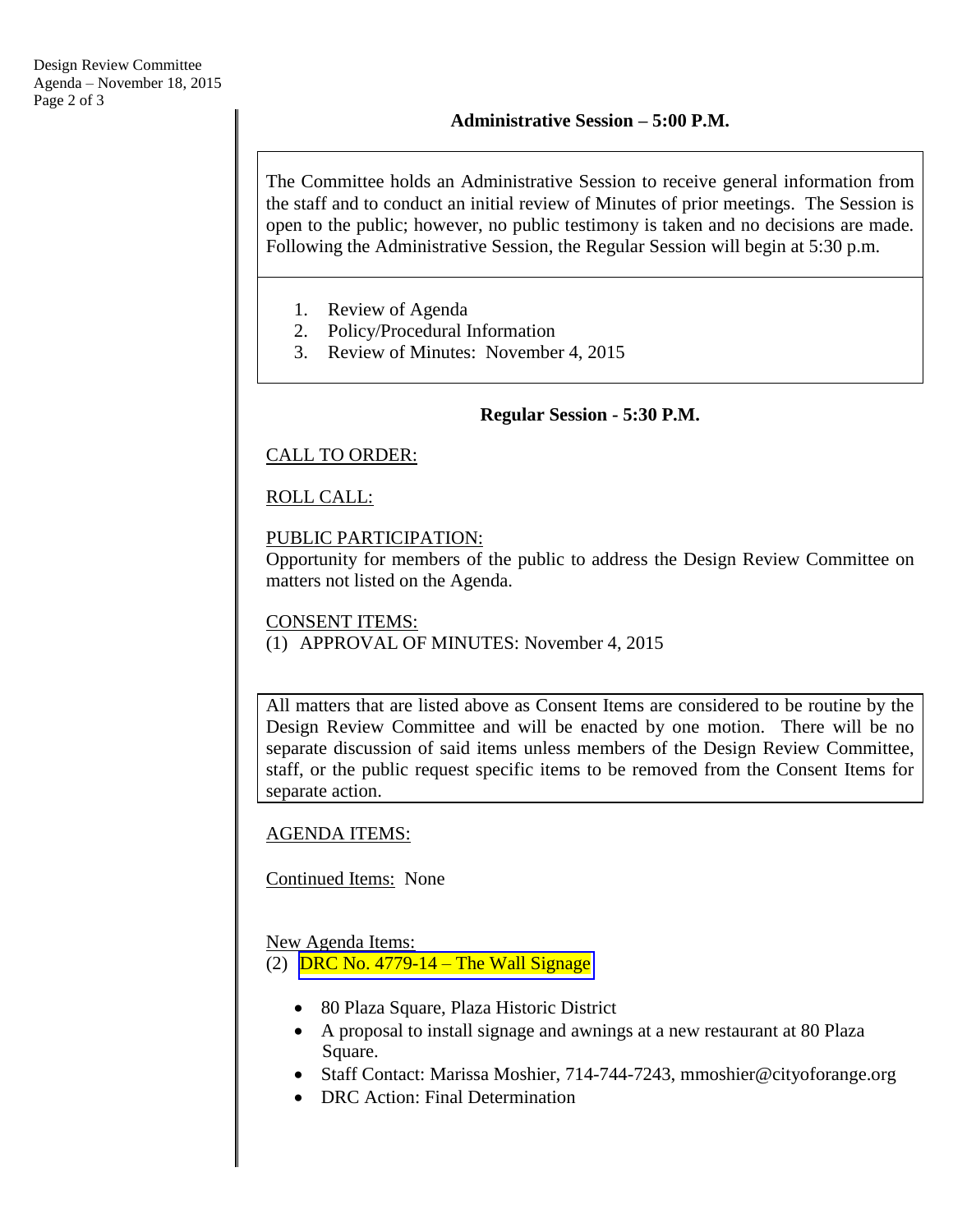## Administrative Session – 5:00 P.M.

The Committee holds an Administrative Session to receive general information from the staff and to conduct an initial review of Minutes of prior meetings. The Session is open to the public; however, no public testimony is taken and no decisions are made. Following the Administrative Session, the Regular Session will begin at 5:30 p.m.

1. Review of Agenda
2. Policy/Procedural Information
3. Review of Minutes: November 4, 2015

## Regular Session - 5:30 P.M.

CALL TO ORDER:

ROLL CALL:

PUBLIC PARTICIPATION:
Opportunity for members of the public to address the Design Review Committee on matters not listed on the Agenda.

CONSENT ITEMS:
(1) APPROVAL OF MINUTES: November 4, 2015

All matters that are listed above as Consent Items are considered to be routine by the Design Review Committee and will be enacted by one motion. There will be no separate discussion of said items unless members of the Design Review Committee, staff, or the public request specific items to be removed from the Consent Items for separate action.

AGENDA ITEMS:

Continued Items: None

New Agenda Items:
(2) DRC No. 4779-14 – The Wall Signage

- 80 Plaza Square, Plaza Historic District
- A proposal to install signage and awnings at a new restaurant at 80 Plaza Square.
- Staff Contact: Marissa Moshier, 714-744-7243, mmoshier@cityoforange.org
- DRC Action: Final Determination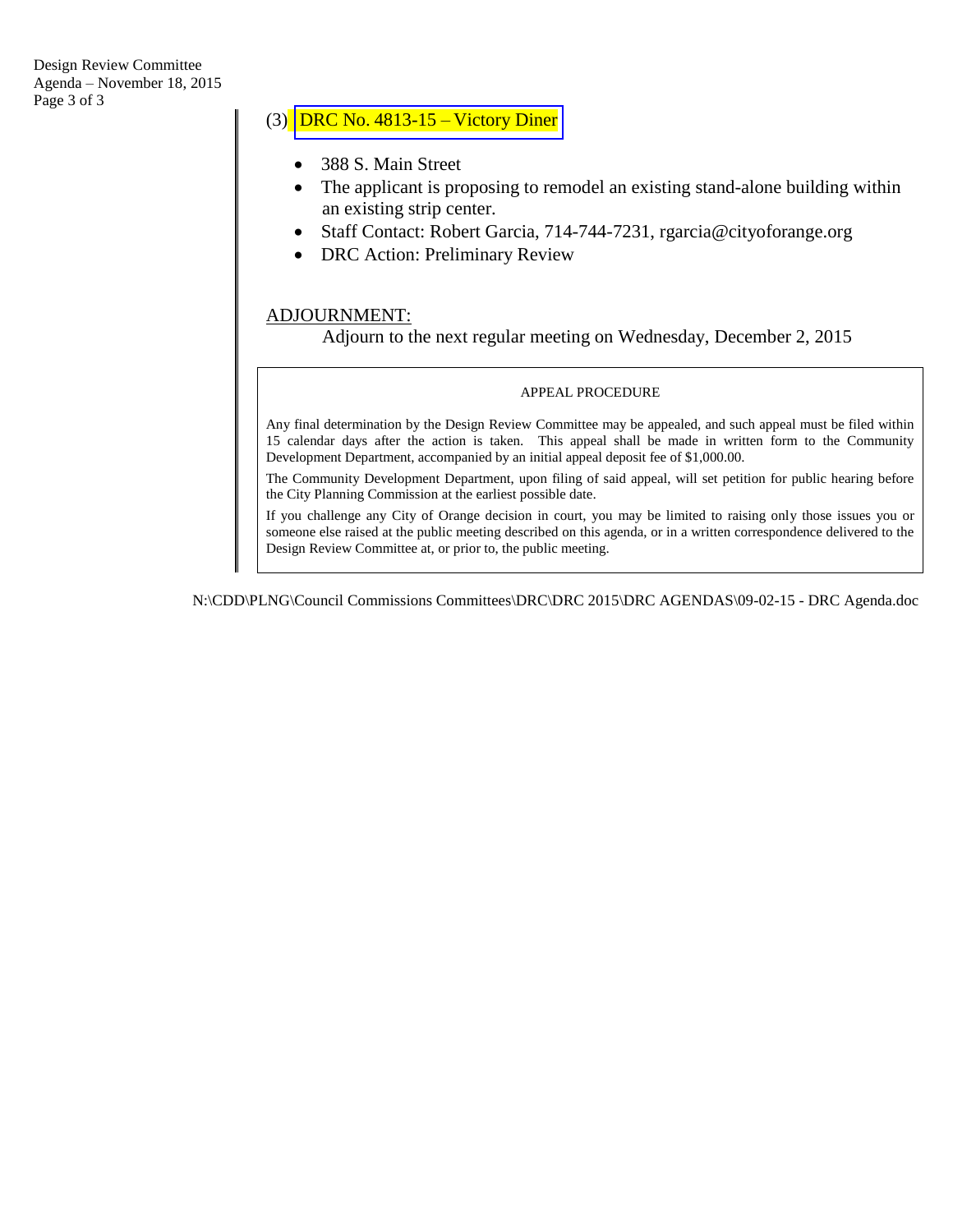(3) DRC No. 4813-15 – Victory Diner

- 388 S. Main Street
- The applicant is proposing to remodel an existing stand-alone building within an existing strip center.
- Staff Contact: Robert Garcia, 714-744-7231, rgarcia@cityoforange.org
- DRC Action: Preliminary Review

ADJOURNMENT:

Adjourn to the next regular meeting on Wednesday, December 2, 2015

APPEAL PROCEDURE

Any final determination by the Design Review Committee may be appealed, and such appeal must be filed within 15 calendar days after the action is taken. This appeal shall be made in written form to the Community Development Department, accompanied by an initial appeal deposit fee of $1,000.00.

The Community Development Department, upon filing of said appeal, will set petition for public hearing before the City Planning Commission at the earliest possible date.

If you challenge any City of Orange decision in court, you may be limited to raising only those issues you or someone else raised at the public meeting described on this agenda, or in a written correspondence delivered to the Design Review Committee at, or prior to, the public meeting.

N:\CDD\PLNG\Council Commissions Committees\DRC\DRC 2015\DRC AGENDAS\09-02-15 - DRC Agenda.doc